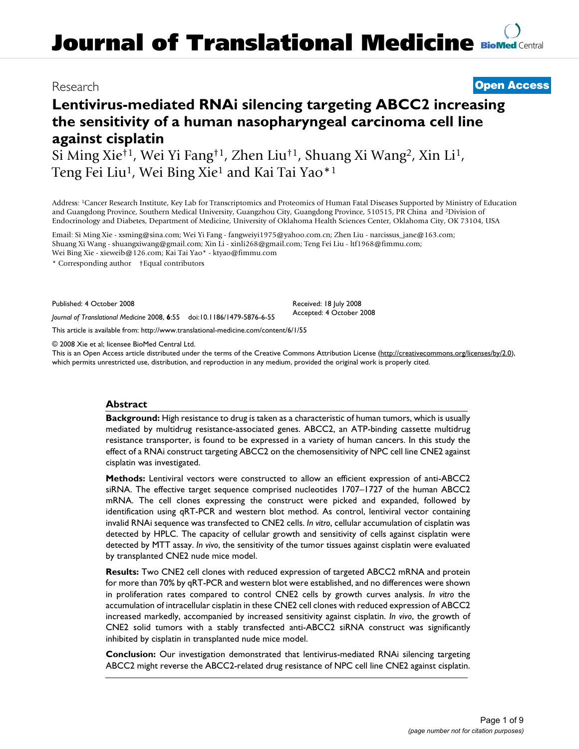Research

**Open Access**

# Lentivirus-mediated RNAi silencing targeting ABCC2 increasing the sensitivity of a human nasopharyngeal carcinoma cell line against cisplatin

Si Ming Xie[†1], Wei Yi Fang[†1], Zhen Liu[†1], Shuang Xi Wang[2], Xin Li[1], Teng Fei Liu[1], Wei Bing Xie[1] and Kai Tai Yao*[1]

Address: [1]Cancer Research Institute, Key Lab for Transcriptomics and Proteomics of Human Fatal Diseases Supported by Ministry of Education and Guangdong Province, Southern Medical University, Guangzhou City, Guangdong Province, 510515, PR China and [2]Division of Endocrinology and Diabetes, Department of Medicine, University of Oklahoma Health Sciences Center, Oklahoma City, OK 73104, USA

Email: Si Ming Xie - xsming@sina.com; Wei Yi Fang - fangweiyi1975@yahoo.com.cn; Zhen Liu - narcissus_jane@163.com; Shuang Xi Wang - shuangxiwang@gmail.com; Xin Li - xinli268@gmail.com; Teng Fei Liu - ltf1968@fimmu.com; Wei Bing Xie - xieweib@126.com; Kai Tai Yao* - ktyao@fimmu.com

\* Corresponding author †Equal contributors

Published: 4 October 2008

*Journal of Translational Medicine* 2008, **6**:55 doi:10.1186/1479-5876-6-55

Received: 18 July 2008
Accepted: 4 October 2008

This article is available from: http://www.translational-medicine.com/content/6/1/55

© 2008 Xie et al; licensee BioMed Central Ltd.
This is an Open Access article distributed under the terms of the Creative Commons Attribution License (http://creativecommons.org/licenses/by/2.0), which permits unrestricted use, distribution, and reproduction in any medium, provided the original work is properly cited.

## Abstract

**Background:** High resistance to drug is taken as a characteristic of human tumors, which is usually mediated by multidrug resistance-associated genes. ABCC2, an ATP-binding cassette multidrug resistance transporter, is found to be expressed in a variety of human cancers. In this study the effect of a RNAi construct targeting ABCC2 on the chemosensitivity of NPC cell line CNE2 against cisplatin was investigated.

**Methods:** Lentiviral vectors were constructed to allow an efficient expression of anti-ABCC2 siRNA. The effective target sequence comprised nucleotides 1707–1727 of the human ABCC2 mRNA. The cell clones expressing the construct were picked and expanded, followed by identification using qRT-PCR and western blot method. As control, lentiviral vector containing invalid RNAi sequence was transfected to CNE2 cells. *In vitro*, cellular accumulation of cisplatin was detected by HPLC. The capacity of cellular growth and sensitivity of cells against cisplatin were detected by MTT assay. *In vivo*, the sensitivity of the tumor tissues against cisplatin were evaluated by transplanted CNE2 nude mice model.

**Results:** Two CNE2 cell clones with reduced expression of targeted ABCC2 mRNA and protein for more than 70% by qRT-PCR and western blot were established, and no differences were shown in proliferation rates compared to control CNE2 cells by growth curves analysis. *In vitro* the accumulation of intracellular cisplatin in these CNE2 cell clones with reduced expression of ABCC2 increased markedly, accompanied by increased sensitivity against cisplatin. *In vivo*, the growth of CNE2 solid tumors with a stably transfected anti-ABCC2 siRNA construct was significantly inhibited by cisplatin in transplanted nude mice model.

**Conclusion:** Our investigation demonstrated that lentivirus-mediated RNAi silencing targeting ABCC2 might reverse the ABCC2-related drug resistance of NPC cell line CNE2 against cisplatin.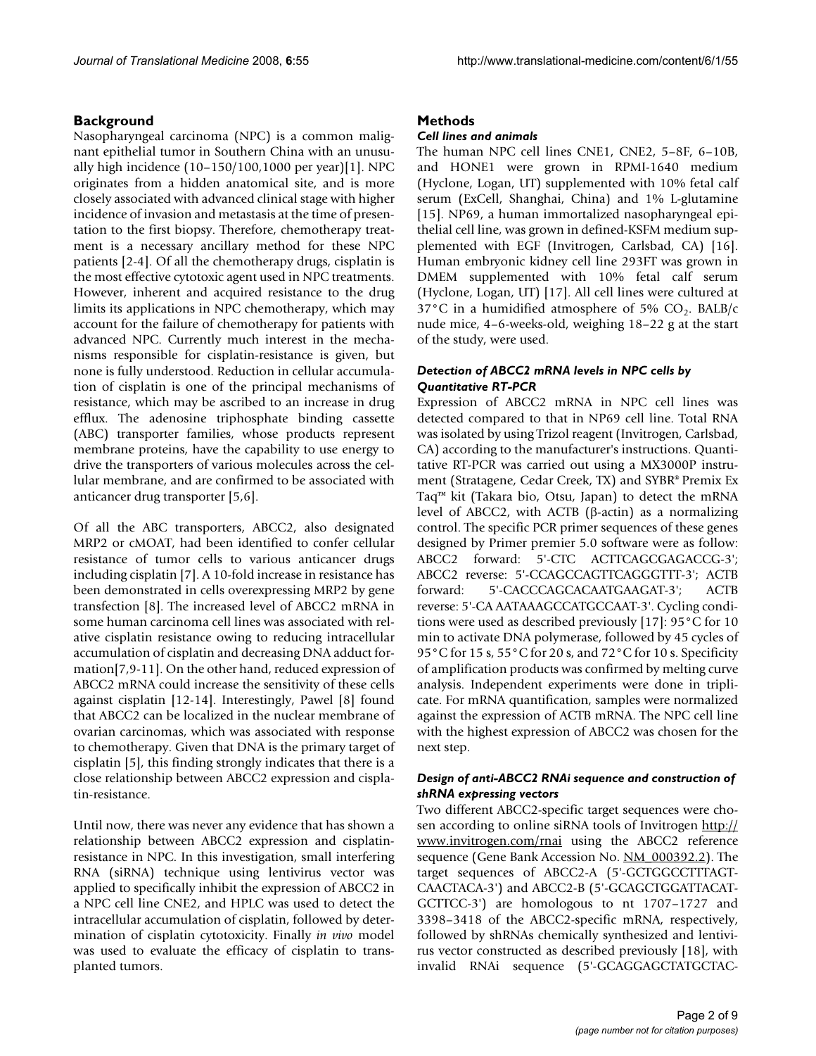## Background

Nasopharyngeal carcinoma (NPC) is a common malignant epithelial tumor in Southern China with an unusually high incidence (10–150/100,1000 per year)[1]. NPC originates from a hidden anatomical site, and is more closely associated with advanced clinical stage with higher incidence of invasion and metastasis at the time of presentation to the first biopsy. Therefore, chemotherapy treatment is a necessary ancillary method for these NPC patients [2-4]. Of all the chemotherapy drugs, cisplatin is the most effective cytotoxic agent used in NPC treatments. However, inherent and acquired resistance to the drug limits its applications in NPC chemotherapy, which may account for the failure of chemotherapy for patients with advanced NPC. Currently much interest in the mechanisms responsible for cisplatin-resistance is given, but none is fully understood. Reduction in cellular accumulation of cisplatin is one of the principal mechanisms of resistance, which may be ascribed to an increase in drug efflux. The adenosine triphosphate binding cassette (ABC) transporter families, whose products represent membrane proteins, have the capability to use energy to drive the transporters of various molecules across the cellular membrane, and are confirmed to be associated with anticancer drug transporter [5,6].

Of all the ABC transporters, ABCC2, also designated MRP2 or cMOAT, had been identified to confer cellular resistance of tumor cells to various anticancer drugs including cisplatin [7]. A 10-fold increase in resistance has been demonstrated in cells overexpressing MRP2 by gene transfection [8]. The increased level of ABCC2 mRNA in some human carcinoma cell lines was associated with relative cisplatin resistance owing to reducing intracellular accumulation of cisplatin and decreasing DNA adduct formation[7,9-11]. On the other hand, reduced expression of ABCC2 mRNA could increase the sensitivity of these cells against cisplatin [12-14]. Interestingly, Pawel [8] found that ABCC2 can be localized in the nuclear membrane of ovarian carcinomas, which was associated with response to chemotherapy. Given that DNA is the primary target of cisplatin [5], this finding strongly indicates that there is a close relationship between ABCC2 expression and cisplatin-resistance.

Until now, there was never any evidence that has shown a relationship between ABCC2 expression and cisplatin-resistance in NPC. In this investigation, small interfering RNA (siRNA) technique using lentivirus vector was applied to specifically inhibit the expression of ABCC2 in a NPC cell line CNE2, and HPLC was used to detect the intracellular accumulation of cisplatin, followed by determination of cisplatin cytotoxicity. Finally *in vivo* model was used to evaluate the efficacy of cisplatin to transplanted tumors.

## Methods

### *Cell lines and animals*

The human NPC cell lines CNE1, CNE2, 5–8F, 6–10B, and HONE1 were grown in RPMI-1640 medium (Hyclone, Logan, UT) supplemented with 10% fetal calf serum (ExCell, Shanghai, China) and 1% L-glutamine [15]. NP69, a human immortalized nasopharyngeal epithelial cell line, was grown in defined-KSFM medium supplemented with EGF (Invitrogen, Carlsbad, CA) [16]. Human embryonic kidney cell line 293FT was grown in DMEM supplemented with 10% fetal calf serum (Hyclone, Logan, UT) [17]. All cell lines were cultured at 37°C in a humidified atmosphere of 5% $CO_2$. BALB/c nude mice, 4–6-weeks-old, weighing 18–22 g at the start of the study, were used.

### *Detection of ABCC2 mRNA levels in NPC cells by Quantitative RT-PCR*

Expression of ABCC2 mRNA in NPC cell lines was detected compared to that in NP69 cell line. Total RNA was isolated by using Trizol reagent (Invitrogen, Carlsbad, CA) according to the manufacturer's instructions. Quantitative RT-PCR was carried out using a MX3000P instrument (Stratagene, Cedar Creek, TX) and SYBR® Premix Ex Taq™ kit (Takara bio, Otsu, Japan) to detect the mRNA level of ABCC2, with ACTB (β-actin) as a normalizing control. The specific PCR primer sequences of these genes designed by Primer premier 5.0 software were as follow: ABCC2 forward: 5'-CTC ACTTCAGCGAGACCG-3'; ABCC2 reverse: 5'-CCAGCCAGTTCAGGGTTT-3'; ACTB forward: 5'-CACCCAGCACAATGAAGAT-3'; ACTB reverse: 5'-CA AATAAAGCCATGCCAAT-3'. Cycling conditions were used as described previously [17]: 95°C for 10 min to activate DNA polymerase, followed by 45 cycles of 95°C for 15 s, 55°C for 20 s, and 72°C for 10 s. Specificity of amplification products was confirmed by melting curve analysis. Independent experiments were done in triplicate. For mRNA quantification, samples were normalized against the expression of ACTB mRNA. The NPC cell line with the highest expression of ABCC2 was chosen for the next step.

### *Design of anti-ABCC2 RNAi sequence and construction of shRNA expressing vectors*

Two different ABCC2-specific target sequences were chosen according to online siRNA tools of Invitrogen http://www.invitrogen.com/rnai using the ABCC2 reference sequence (Gene Bank Accession No. NM_000392.2). The target sequences of ABCC2-A (5'-GCTGGCCTTTAGTCAACTACA-3') and ABCC2-B (5'-GCAGCTGGATTACATGCTTCC-3') are homologous to nt 1707–1727 and 3398–3418 of the ABCC2-specific mRNA, respectively, followed by shRNAs chemically synthesized and lentivirus vector constructed as described previously [18], with invalid RNAi sequence (5'-GCAGGAGCTATGCTAC-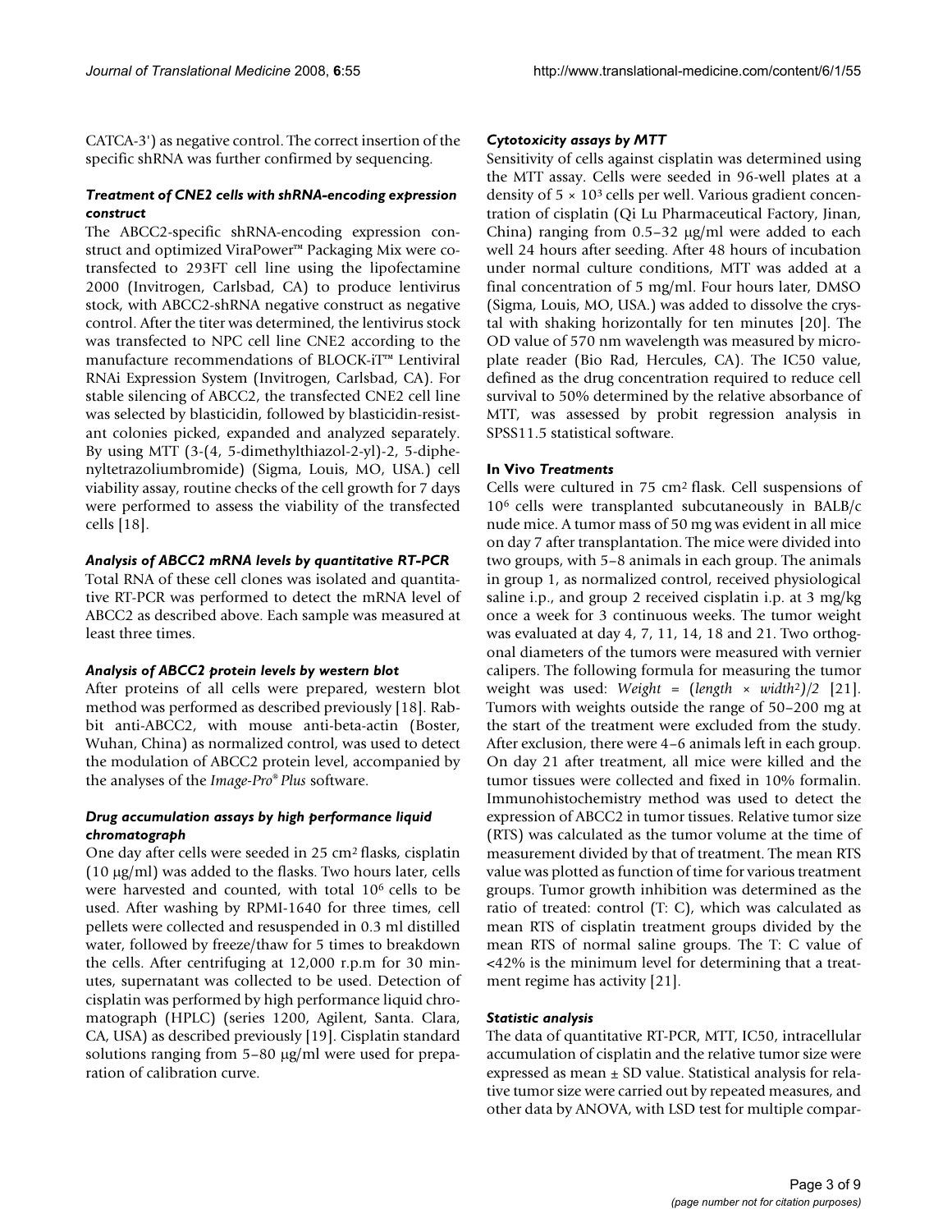CATCA-3') as negative control. The correct insertion of the specific shRNA was further confirmed by sequencing.

### *Treatment of CNE2 cells with shRNA-encoding expression construct*

The ABCC2-specific shRNA-encoding expression construct and optimized ViraPower™ Packaging Mix were co-transfected to 293FT cell line using the lipofectamine 2000 (Invitrogen, Carlsbad, CA) to produce lentivirus stock, with ABCC2-shRNA negative construct as negative control. After the titer was determined, the lentivirus stock was transfected to NPC cell line CNE2 according to the manufacture recommendations of BLOCK-iT™ Lentiviral RNAi Expression System (Invitrogen, Carlsbad, CA). For stable silencing of ABCC2, the transfected CNE2 cell line was selected by blasticidin, followed by blasticidin-resistant colonies picked, expanded and analyzed separately. By using MTT (3-(4, 5-dimethylthiazol-2-yl)-2, 5-diphenyltetrazoliumbromide) (Sigma, Louis, MO, USA.) cell viability assay, routine checks of the cell growth for 7 days were performed to assess the viability of the transfected cells [18].

### *Analysis of ABCC2 mRNA levels by quantitative RT-PCR*

Total RNA of these cell clones was isolated and quantitative RT-PCR was performed to detect the mRNA level of ABCC2 as described above. Each sample was measured at least three times.

### *Analysis of ABCC2 protein levels by western blot*

After proteins of all cells were prepared, western blot method was performed as described previously [18]. Rabbit anti-ABCC2, with mouse anti-beta-actin (Boster, Wuhan, China) as normalized control, was used to detect the modulation of ABCC2 protein level, accompanied by the analyses of the *Image-Pro® Plus* software.

### *Drug accumulation assays by high performance liquid chromatograph*

One day after cells were seeded in 25 cm² flasks, cisplatin (10 μg/ml) was added to the flasks. Two hours later, cells were harvested and counted, with total $10^6$ cells to be used. After washing by RPMI-1640 for three times, cell pellets were collected and resuspended in 0.3 ml distilled water, followed by freeze/thaw for 5 times to breakdown the cells. After centrifuging at 12,000 r.p.m for 30 minutes, supernatant was collected to be used. Detection of cisplatin was performed by high performance liquid chromatograph (HPLC) (series 1200, Agilent, Santa. Clara, CA, USA) as described previously [19]. Cisplatin standard solutions ranging from 5–80 μg/ml were used for preparation of calibration curve.

### *Cytotoxicity assays by MTT*

Sensitivity of cells against cisplatin was determined using the MTT assay. Cells were seeded in 96-well plates at a density of $5 \times 10^3$ cells per well. Various gradient concentration of cisplatin (Qi Lu Pharmaceutical Factory, Jinan, China) ranging from 0.5–32 μg/ml were added to each well 24 hours after seeding. After 48 hours of incubation under normal culture conditions, MTT was added at a final concentration of 5 mg/ml. Four hours later, DMSO (Sigma, Louis, MO, USA.) was added to dissolve the crystal with shaking horizontally for ten minutes [20]. The OD value of 570 nm wavelength was measured by microplate reader (Bio Rad, Hercules, CA). The IC50 value, defined as the drug concentration required to reduce cell survival to 50% determined by the relative absorbance of MTT, was assessed by probit regression analysis in SPSS11.5 statistical software.

### **In Vivo** *Treatments*

Cells were cultured in 75 cm² flask. Cell suspensions of $10^6$ cells were transplanted subcutaneously in BALB/c nude mice. A tumor mass of 50 mg was evident in all mice on day 7 after transplantation. The mice were divided into two groups, with 5–8 animals in each group. The animals in group 1, as normalized control, received physiological saline i.p., and group 2 received cisplatin i.p. at 3 mg/kg once a week for 3 continuous weeks. The tumor weight was evaluated at day 4, 7, 11, 14, 18 and 21. Two orthogonal diameters of the tumors were measured with vernier calipers. The following formula for measuring the tumor weight was used: $Weight = (length \times width^2)/2$ [21]. Tumors with weights outside the range of 50–200 mg at the start of the treatment were excluded from the study. After exclusion, there were 4–6 animals left in each group. On day 21 after treatment, all mice were killed and the tumor tissues were collected and fixed in 10% formalin. Immunohistochemistry method was used to detect the expression of ABCC2 in tumor tissues. Relative tumor size (RTS) was calculated as the tumor volume at the time of measurement divided by that of treatment. The mean RTS value was plotted as function of time for various treatment groups. Tumor growth inhibition was determined as the ratio of treated: control (T: C), which was calculated as mean RTS of cisplatin treatment groups divided by the mean RTS of normal saline groups. The T: C value of <42% is the minimum level for determining that a treatment regime has activity [21].

### *Statistic analysis*

The data of quantitative RT-PCR, MTT, IC50, intracellular accumulation of cisplatin and the relative tumor size were expressed as mean ± SD value. Statistical analysis for relative tumor size were carried out by repeated measures, and other data by ANOVA, with LSD test for multiple compar-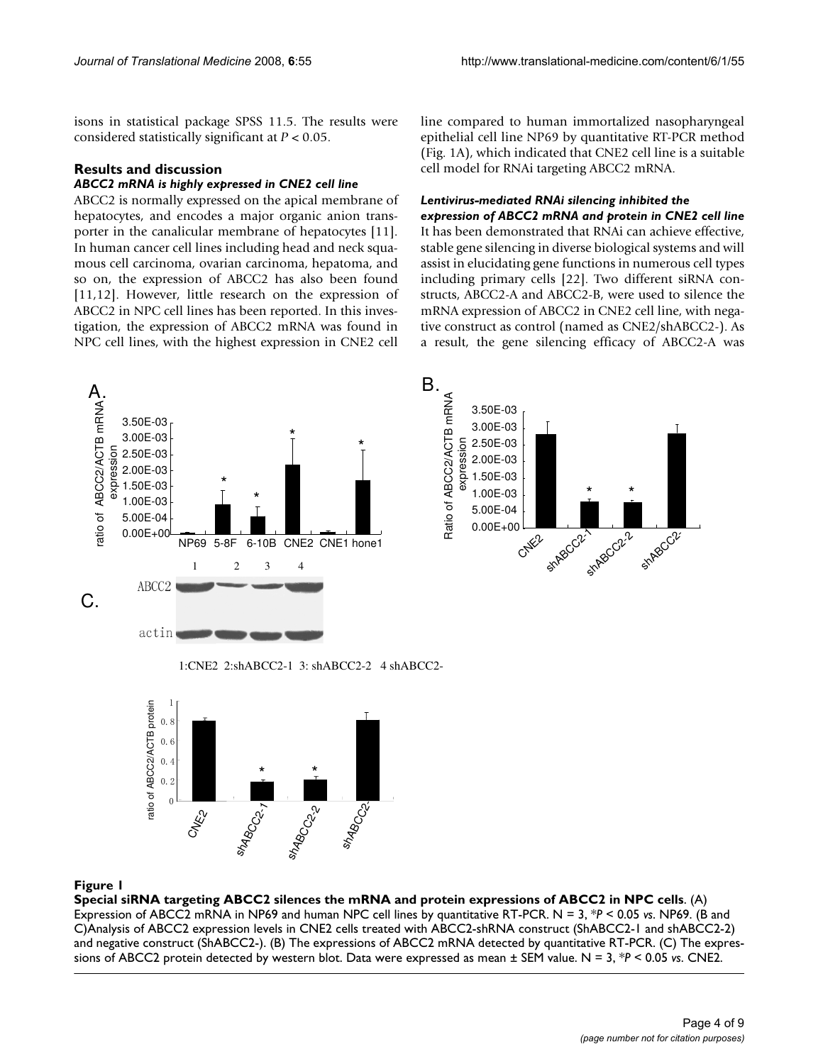isons in statistical package SPSS 11.5. The results were considered statistically significant at $P < 0.05$.

## Results and discussion

### *ABCC2 mRNA is highly expressed in CNE2 cell line*

ABCC2 is normally expressed on the apical membrane of hepatocytes, and encodes a major organic anion transporter in the canalicular membrane of hepatocytes [11]. In human cancer cell lines including head and neck squamous cell carcinoma, ovarian carcinoma, hepatoma, and so on, the expression of ABCC2 has also been found [11,12]. However, little research on the expression of ABCC2 in NPC cell lines has been reported. In this investigation, the expression of ABCC2 mRNA was found in NPC cell lines, with the highest expression in CNE2 cell line compared to human immortalized nasopharyngeal epithelial cell line NP69 by quantitative RT-PCR method (Fig. 1A), which indicated that CNE2 cell line is a suitable cell model for RNAi targeting ABCC2 mRNA.

### *Lentivirus-mediated RNAi silencing inhibited the expression of ABCC2 mRNA and protein in CNE2 cell line*

It has been demonstrated that RNAi can achieve effective, stable gene silencing in diverse biological systems and will assist in elucidating gene functions in numerous cell types including primary cells [22]. Two different siRNA constructs, ABCC2-A and ABCC2-B, were used to silence the mRNA expression of ABCC2 in CNE2 cell line, with negative construct as control (named as CNE2/shABCC2-). As a result, the gene silencing efficacy of ABCC2-A was

**Figure 1**

**Special siRNA targeting ABCC2 silences the mRNA and protein expressions of ABCC2 in NPC cells**. (A) Expression of ABCC2 mRNA in NP69 and human NPC cell lines by quantitative RT-PCR. N = 3, \*$P < 0.05$ *vs*. NP69. (B and C)Analysis of ABCC2 expression levels in CNE2 cells treated with ABCC2-shRNA construct (ShABCC2-1 and shABCC2-2) and negative construct (ShABCC2-). (B) The expressions of ABCC2 mRNA detected by quantitative RT-PCR. (C) The expressions of ABCC2 protein detected by western blot. Data were expressed as mean ± SEM value. N = 3, \*$P < 0.05$ *vs*. CNE2.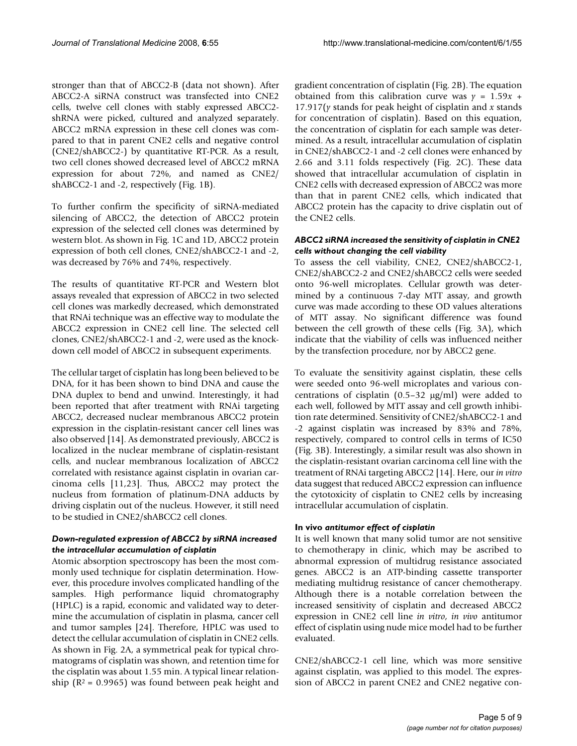stronger than that of ABCC2-B (data not shown). After ABCC2-A siRNA construct was transfected into CNE2 cells, twelve cell clones with stably expressed ABCC2-shRNA were picked, cultured and analyzed separately. ABCC2 mRNA expression in these cell clones was compared to that in parent CNE2 cells and negative control (CNE2/shABCC2-) by quantitative RT-PCR. As a result, two cell clones showed decreased level of ABCC2 mRNA expression for about 72%, and named as CNE2/shABCC2-1 and -2, respectively (Fig. 1B).

To further confirm the specificity of siRNA-mediated silencing of ABCC2, the detection of ABCC2 protein expression of the selected cell clones was determined by western blot. As shown in Fig. 1C and 1D, ABCC2 protein expression of both cell clones, CNE2/shABCC2-1 and -2, was decreased by 76% and 74%, respectively.

The results of quantitative RT-PCR and Western blot assays revealed that expression of ABCC2 in two selected cell clones was markedly decreased, which demonstrated that RNAi technique was an effective way to modulate the ABCC2 expression in CNE2 cell line. The selected cell clones, CNE2/shABCC2-1 and -2, were used as the knock-down cell model of ABCC2 in subsequent experiments.

The cellular target of cisplatin has long been believed to be DNA, for it has been shown to bind DNA and cause the DNA duplex to bend and unwind. Interestingly, it had been reported that after treatment with RNAi targeting ABCC2, decreased nuclear membranous ABCC2 protein expression in the cisplatin-resistant cancer cell lines was also observed [14]. As demonstrated previously, ABCC2 is localized in the nuclear membrane of cisplatin-resistant cells, and nuclear membranous localization of ABCC2 correlated with resistance against cisplatin in ovarian carcinoma cells [11,23]. Thus, ABCC2 may protect the nucleus from formation of platinum-DNA adducts by driving cisplatin out of the nucleus. However, it still need to be studied in CNE2/shABCC2 cell clones.

### *Down-regulated expression of ABCC2 by siRNA increased the intracellular accumulation of cisplatin*

Atomic absorption spectroscopy has been the most commonly used technique for cisplatin determination. However, this procedure involves complicated handling of the samples. High performance liquid chromatography (HPLC) is a rapid, economic and validated way to determine the accumulation of cisplatin in plasma, cancer cell and tumor samples [24]. Therefore, HPLC was used to detect the cellular accumulation of cisplatin in CNE2 cells. As shown in Fig. 2A, a symmetrical peak for typical chromatograms of cisplatin was shown, and retention time for the cisplatin was about 1.55 min. A typical linear relationship ($R^2 = 0.9965$) was found between peak height and gradient concentration of cisplatin (Fig. 2B). The equation obtained from this calibration curve was $y = 1.59x + 17.917$($y$ stands for peak height of cisplatin and $x$ stands for concentration of cisplatin). Based on this equation, the concentration of cisplatin for each sample was determined. As a result, intracellular accumulation of cisplatin in CNE2/shABCC2-1 and -2 cell clones were enhanced by 2.66 and 3.11 folds respectively (Fig. 2C). These data showed that intracellular accumulation of cisplatin in CNE2 cells with decreased expression of ABCC2 was more than that in parent CNE2 cells, which indicated that ABCC2 protein has the capacity to drive cisplatin out of the CNE2 cells.

### *ABCC2 siRNA increased the sensitivity of cisplatin in CNE2 cells without changing the cell viability*

To assess the cell viability, CNE2, CNE2/shABCC2-1, CNE2/shABCC2-2 and CNE2/shABCC2 cells were seeded onto 96-well microplates. Cellular growth was determined by a continuous 7-day MTT assay, and growth curve was made according to these OD values alterations of MTT assay. No significant difference was found between the cell growth of these cells (Fig. 3A), which indicate that the viability of cells was influenced neither by the transfection procedure, nor by ABCC2 gene.

To evaluate the sensitivity against cisplatin, these cells were seeded onto 96-well microplates and various concentrations of cisplatin (0.5–32 μg/ml) were added to each well, followed by MTT assay and cell growth inhibition rate determined. Sensitivity of CNE2/shABCC2-1 and -2 against cisplatin was increased by 83% and 78%, respectively, compared to control cells in terms of IC50 (Fig. 3B). Interestingly, a similar result was also shown in the cisplatin-resistant ovarian carcinoma cell line with the treatment of RNAi targeting ABCC2 [14]. Here, our *in vitro* data suggest that reduced ABCC2 expression can influence the cytotoxicity of cisplatin to CNE2 cells by increasing intracellular accumulation of cisplatin.

### **In vivo** *antitumor effect of cisplatin*

It is well known that many solid tumor are not sensitive to chemotherapy in clinic, which may be ascribed to abnormal expression of multidrug resistance associated genes. ABCC2 is an ATP-binding cassette transporter mediating multidrug resistance of cancer chemotherapy. Although there is a notable correlation between the increased sensitivity of cisplatin and decreased ABCC2 expression in CNE2 cell line *in vitro*, *in vivo* antitumor effect of cisplatin using nude mice model had to be further evaluated.

CNE2/shABCC2-1 cell line, which was more sensitive against cisplatin, was applied to this model. The expression of ABCC2 in parent CNE2 and CNE2 negative con-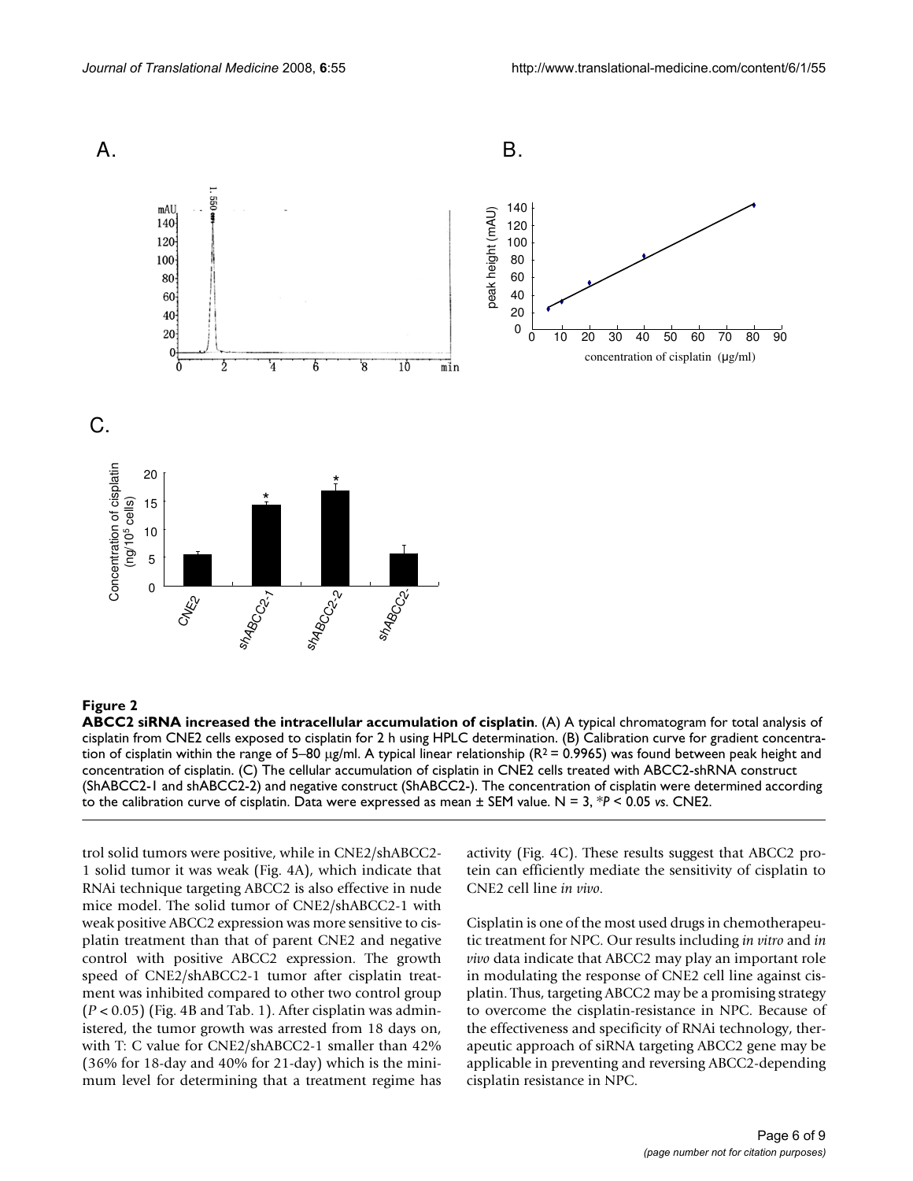**Figure 2**

**ABCC2 siRNA increased the intracellular accumulation of cisplatin**. (A) A typical chromatogram for total analysis of cisplatin from CNE2 cells exposed to cisplatin for 2 h using HPLC determination. (B) Calibration curve for gradient concentration of cisplatin within the range of 5–80 μg/ml. A typical linear relationship ($R^2 = 0.9965$) was found between peak height and concentration of cisplatin. (C) The cellular accumulation of cisplatin in CNE2 cells treated with ABCC2-shRNA construct (ShABCC2-1 and shABCC2-2) and negative construct (ShABCC2-). The concentration of cisplatin were determined according to the calibration curve of cisplatin. Data were expressed as mean ± SEM value. N = 3, *$P < 0.05$ *vs*. CNE2.

trol solid tumors were positive, while in CNE2/shABCC2-1 solid tumor it was weak (Fig. 4A), which indicate that RNAi technique targeting ABCC2 is also effective in nude mice model. The solid tumor of CNE2/shABCC2-1 with weak positive ABCC2 expression was more sensitive to cisplatin treatment than that of parent CNE2 and negative control with positive ABCC2 expression. The growth speed of CNE2/shABCC2-1 tumor after cisplatin treatment was inhibited compared to other two control group ($P < 0.05$) (Fig. 4B and Tab. 1). After cisplatin was administered, the tumor growth was arrested from 18 days on, with T: C value for CNE2/shABCC2-1 smaller than 42% (36% for 18-day and 40% for 21-day) which is the minimum level for determining that a treatment regime has activity (Fig. 4C). These results suggest that ABCC2 protein can efficiently mediate the sensitivity of cisplatin to CNE2 cell line *in vivo*.

Cisplatin is one of the most used drugs in chemotherapeutic treatment for NPC. Our results including *in vitro* and *in vivo* data indicate that ABCC2 may play an important role in modulating the response of CNE2 cell line against cisplatin. Thus, targeting ABCC2 may be a promising strategy to overcome the cisplatin-resistance in NPC. Because of the effectiveness and specificity of RNAi technology, therapeutic approach of siRNA targeting ABCC2 gene may be applicable in preventing and reversing ABCC2-depending cisplatin resistance in NPC.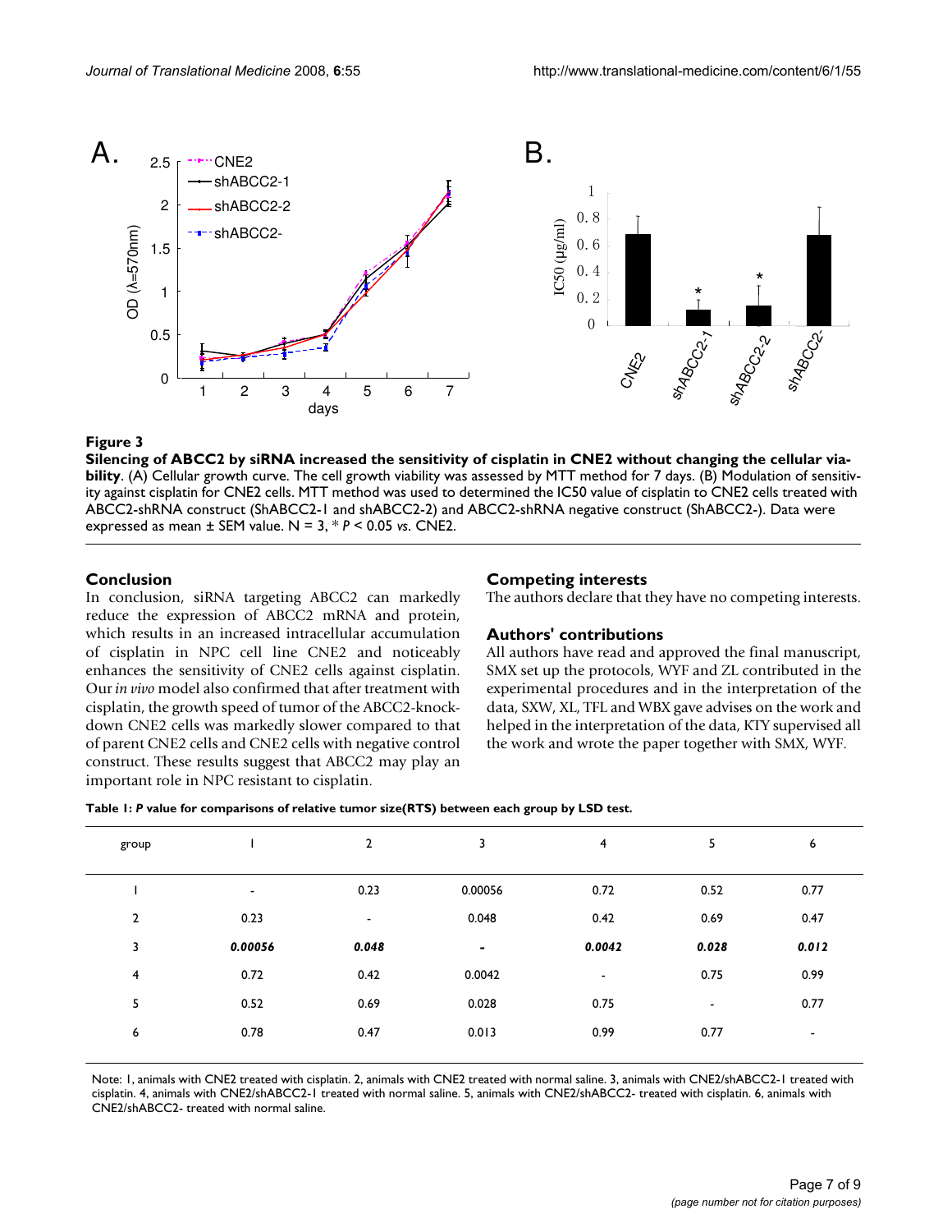**Figure 3**

**Silencing of ABCC2 by siRNA increased the sensitivity of cisplatin in CNE2 without changing the cellular viability**. (A) Cellular growth curve. The cell growth viability was assessed by MTT method for 7 days. (B) Modulation of sensitivity against cisplatin for CNE2 cells. MTT method was used to determined the IC50 value of cisplatin to CNE2 cells treated with ABCC2-shRNA construct (ShABCC2-1 and shABCC2-2) and ABCC2-shRNA negative construct (ShABCC2-). Data were expressed as mean ± SEM value. N = 3, * *P* < 0.05 *vs*. CNE2.

## Conclusion

In conclusion, siRNA targeting ABCC2 can markedly reduce the expression of ABCC2 mRNA and protein, which results in an increased intracellular accumulation of cisplatin in NPC cell line CNE2 and noticeably enhances the sensitivity of CNE2 cells against cisplatin. Our *in vivo* model also confirmed that after treatment with cisplatin, the growth speed of tumor of the ABCC2-knockdown CNE2 cells was markedly slower compared to that of parent CNE2 cells and CNE2 cells with negative control construct. These results suggest that ABCC2 may play an important role in NPC resistant to cisplatin.

## Competing interests

The authors declare that they have no competing interests.

## Authors' contributions

All authors have read and approved the final manuscript, SMX set up the protocols, WYF and ZL contributed in the experimental procedures and in the interpretation of the data, SXW, XL, TFL and WBX gave advises on the work and helped in the interpretation of the data, KTY supervised all the work and wrote the paper together with SMX, WYF.

**Table 1: *P* value for comparisons of relative tumor size(RTS) between each group by LSD test.**

| group | 1 | 2 | 3 | 4 | 5 | 6 |
|---|---|---|---|---|---|---|
| 1 | - | 0.23 | 0.00056 | 0.72 | 0.52 | 0.77 |
| 2 | 0.23 | - | 0.048 | 0.42 | 0.69 | 0.47 |
| 3 | ***0.00056*** | ***0.048*** | ***-*** | ***0.0042*** | ***0.028*** | ***0.012*** |
| 4 | 0.72 | 0.42 | 0.0042 | - | 0.75 | 0.99 |
| 5 | 0.52 | 0.69 | 0.028 | 0.75 | - | 0.77 |
| 6 | 0.78 | 0.47 | 0.013 | 0.99 | 0.77 | - |

Note: 1, animals with CNE2 treated with cisplatin. 2, animals with CNE2 treated with normal saline. 3, animals with CNE2/shABCC2-1 treated with cisplatin. 4, animals with CNE2/shABCC2-1 treated with normal saline. 5, animals with CNE2/shABCC2- treated with cisplatin. 6, animals with CNE2/shABCC2- treated with normal saline.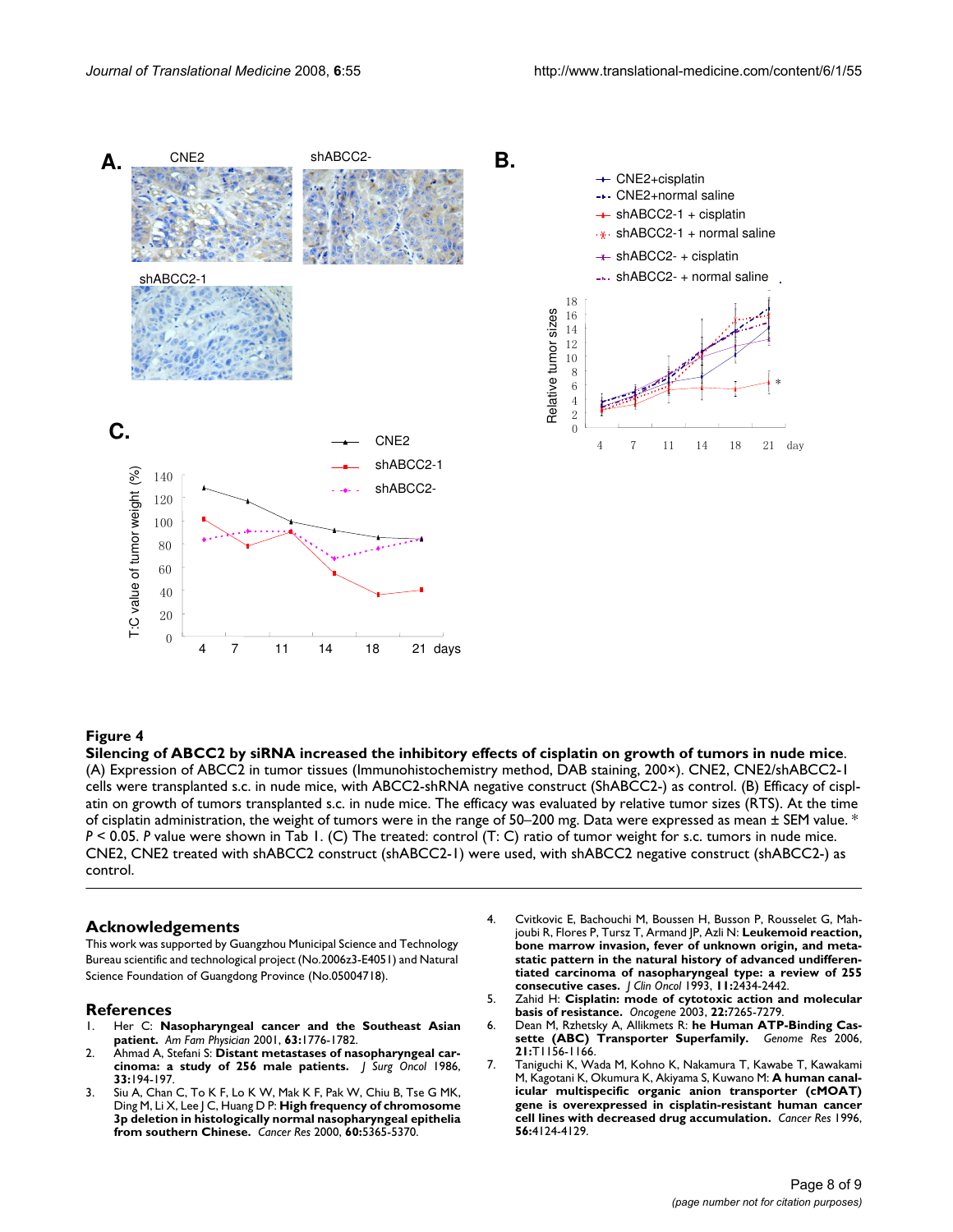**Figure 4**

**Silencing of ABCC2 by siRNA increased the inhibitory effects of cisplatin on growth of tumors in nude mice**. (A) Expression of ABCC2 in tumor tissues (Immunohistochemistry method, DAB staining, 200×). CNE2, CNE2/shABCC2-1 cells were transplanted s.c. in nude mice, with ABCC2-shRNA negative construct (ShABCC2-) as control. (B) Efficacy of cisplatin on growth of tumors transplanted s.c. in nude mice. The efficacy was evaluated by relative tumor sizes (RTS). At the time of cisplatin administration, the weight of tumors were in the range of 50–200 mg. Data were expressed as mean ± SEM value. * $P < 0.05$. *P* value were shown in Tab 1. (C) The treated: control (T: C) ratio of tumor weight for s.c. tumors in nude mice. CNE2, CNE2 treated with shABCC2 construct (shABCC2-1) were used, with shABCC2 negative construct (shABCC2-) as control.

## Acknowledgements

This work was supported by Guangzhou Municipal Science and Technology Bureau scientific and technological project (No.2006z3-E4051) and Natural Science Foundation of Guangdong Province (No.05004718).

## References

1. Her C: **Nasopharyngeal cancer and the Southeast Asian patient.** *Am Fam Physician* 2001, **63:**1776-1782.
2. Ahmad A, Stefani S: **Distant metastases of nasopharyngeal carcinoma: a study of 256 male patients.** *J Surg Oncol* 1986, **33:**194-197.
3. Siu A, Chan C, To K F, Lo K W, Mak K F, Pak W, Chiu B, Tse G MK, Ding M, Li X, Lee J C, Huang D P: **High frequency of chromosome 3p deletion in histologically normal nasopharyngeal epithelia from southern Chinese.** *Cancer Res* 2000, **60:**5365-5370.
4. Cvitkovic E, Bachouchi M, Boussen H, Busson P, Rousselet G, Mahjoubi R, Flores P, Tursz T, Armand JP, Azli N: **Leukemoid reaction, bone marrow invasion, fever of unknown origin, and metastatic pattern in the natural history of advanced undifferentiated carcinoma of nasopharyngeal type: a review of 255 consecutive cases.** *J Clin Oncol* 1993, **11:**2434-2442.
5. Zahid H: **Cisplatin: mode of cytotoxic action and molecular basis of resistance.** *Oncogene* 2003, **22:**7265-7279.
6. Dean M, Rzhetsky A, Allikmets R: **he Human ATP-Binding Cassette (ABC) Transporter Superfamily.** *Genome Res* 2006, **21:**T1156-1166.
7. Taniguchi K, Wada M, Kohno K, Nakamura T, Kawabe T, Kawakami M, Kagotani K, Okumura K, Akiyama S, Kuwano M: **A human canalicular multispecific organic anion transporter (cMOAT) gene is overexpressed in cisplatin-resistant human cancer cell lines with decreased drug accumulation.** *Cancer Res* 1996, **56:**4124-4129.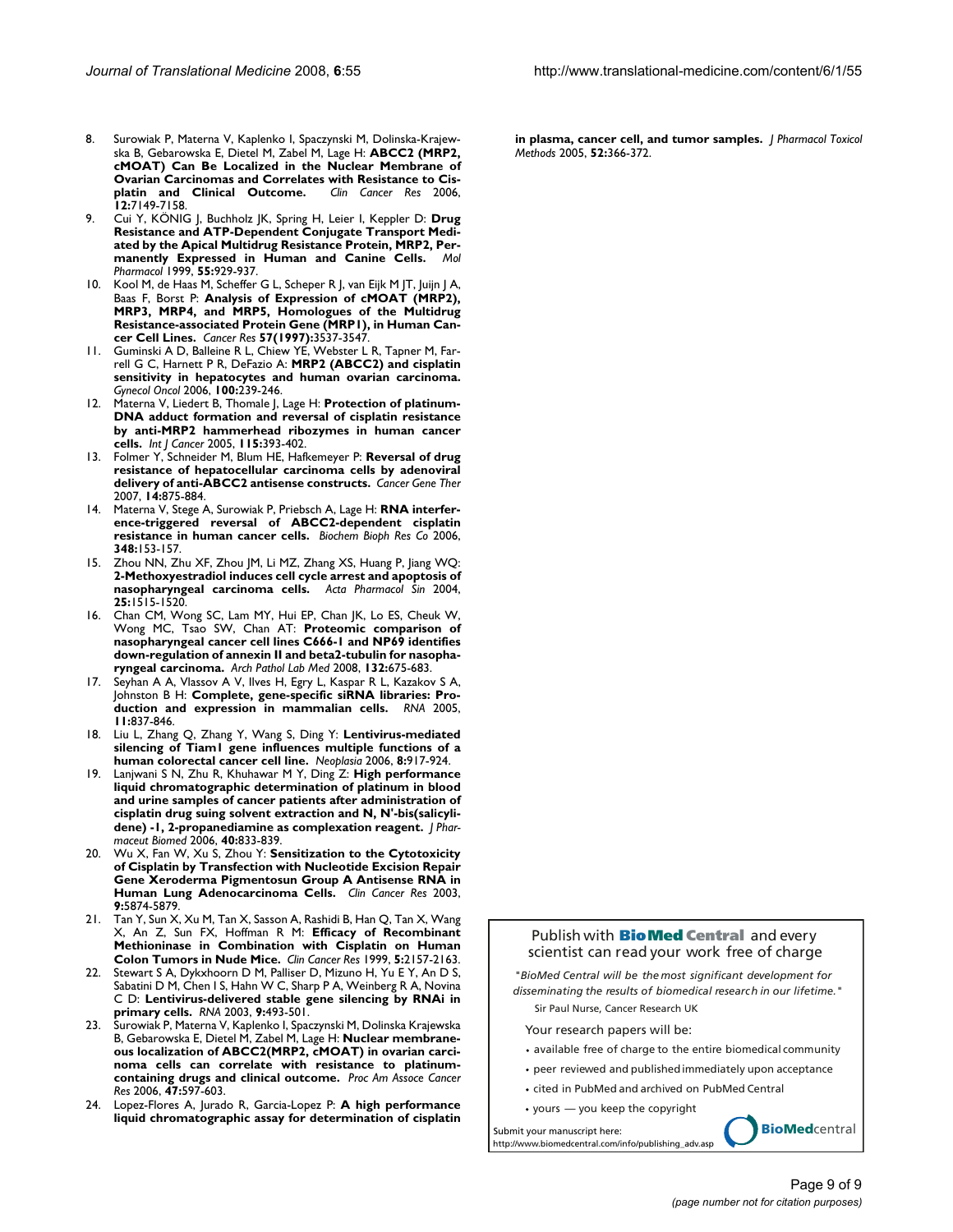8. Surowiak P, Materna V, Kaplenko I, Spaczynski M, Dolinska-Krajewska B, Gebarowska E, Dietel M, Zabel M, Lage H: **ABCC2 (MRP2, cMOAT) Can Be Localized in the Nuclear Membrane of Ovarian Carcinomas and Correlates with Resistance to Cisplatin and Clinical Outcome.** *Clin Cancer Res* 2006, **12:**7149-7158.
9. Cui Y, KÖNIG J, Buchholz JK, Spring H, Leier I, Keppler D: **Drug Resistance and ATP-Dependent Conjugate Transport Mediated by the Apical Multidrug Resistance Protein, MRP2, Permanently Expressed in Human and Canine Cells.** *Mol Pharmacol* 1999, **55:**929-937.
10. Kool M, de Haas M, Scheffer G L, Scheper R J, van Eijk M JT, Juijn J A, Baas F, Borst P: **Analysis of Expression of cMOAT (MRP2), MRP3, MRP4, and MRP5, Homologues of the Multidrug Resistance-associated Protein Gene (MRP1), in Human Cancer Cell Lines.** *Cancer Res* **57(1997):**3537-3547.
11. Guminski A D, Balleine R L, Chiew YE, Webster L R, Tapner M, Farrell G C, Harnett P R, DeFazio A: **MRP2 (ABCC2) and cisplatin sensitivity in hepatocytes and human ovarian carcinoma.** *Gynecol Oncol* 2006, **100:**239-246.
12. Materna V, Liedert B, Thomale J, Lage H: **Protection of platinum-DNA adduct formation and reversal of cisplatin resistance by anti-MRP2 hammerhead ribozymes in human cancer cells.** *Int J Cancer* 2005, **115:**393-402.
13. Folmer Y, Schneider M, Blum HE, Hafkemeyer P: **Reversal of drug resistance of hepatocellular carcinoma cells by adenoviral delivery of anti-ABCC2 antisense constructs.** *Cancer Gene Ther* 2007, **14:**875-884.
14. Materna V, Stege A, Surowiak P, Priebsch A, Lage H: **RNA interference-triggered reversal of ABCC2-dependent cisplatin resistance in human cancer cells.** *Biochem Bioph Res Co* 2006, **348:**153-157.
15. Zhou NN, Zhu XF, Zhou JM, Li MZ, Zhang XS, Huang P, Jiang WQ: **2-Methoxyestradiol induces cell cycle arrest and apoptosis of nasopharyngeal carcinoma cells.** *Acta Pharmacol Sin* 2004, **25:**1515-1520.
16. Chan CM, Wong SC, Lam MY, Hui EP, Chan JK, Lo ES, Cheuk W, Wong MC, Tsao SW, Chan AT: **Proteomic comparison of nasopharyngeal cancer cell lines C666-1 and NP69 identifies down-regulation of annexin II and beta2-tubulin for nasopharyngeal carcinoma.** *Arch Pathol Lab Med* 2008, **132:**675-683.
17. Seyhan A A, Vlassov A V, Ilves H, Egry L, Kaspar R L, Kazakov S A, Johnston B H: **Complete, gene-specific siRNA libraries: Production and expression in mammalian cells.** *RNA* 2005, **11:**837-846.
18. Liu L, Zhang Q, Zhang Y, Wang S, Ding Y: **Lentivirus-mediated silencing of Tiam1 gene influences multiple functions of a human colorectal cancer cell line.** *Neoplasia* 2006, **8:**917-924.
19. Lanjwani S N, Zhu R, Khuhawar M Y, Ding Z: **High performance liquid chromatographic determination of platinum in blood and urine samples of cancer patients after administration of cisplatin drug suing solvent extraction and N, N'-bis(salicylidene) -1, 2-propanediamine as complexation reagent.** *J Pharmaceut Biomed* 2006, **40:**833-839.
20. Wu X, Fan W, Xu S, Zhou Y: **Sensitization to the Cytotoxicity of Cisplatin by Transfection with Nucleotide Excision Repair Gene Xeroderma Pigmentosun Group A Antisense RNA in Human Lung Adenocarcinoma Cells.** *Clin Cancer Res* 2003, **9:**5874-5879.
21. Tan Y, Sun X, Xu M, Tan X, Sasson A, Rashidi B, Han Q, Tan X, Wang X, An Z, Sun FX, Hoffman R M: **Efficacy of Recombinant Methioninase in Combination with Cisplatin on Human Colon Tumors in Nude Mice.** *Clin Cancer Res* 1999, **5:**2157-2163.
22. Stewart S A, Dykxhoorn D M, Palliser D, Mizuno H, Yu E Y, An D S, Sabatini D M, Chen I S, Hahn W C, Sharp P A, Weinberg R A, Novina C D: **Lentivirus-delivered stable gene silencing by RNAi in primary cells.** *RNA* 2003, **9:**493-501.
23. Surowiak P, Materna V, Kaplenko I, Spaczynski M, Dolinska Krajewska B, Gebarowska E, Dietel M, Zabel M, Lage H: **Nuclear membraneous localization of ABCC2(MRP2, cMOAT) in ovarian carcinoma cells can correlate with resistance to platinum-containing drugs and clinical outcome.** *Proc Am Assoce Cancer Res* 2006, **47:**597-603.
24. Lopez-Flores A, Jurado R, Garcia-Lopez P: **A high performance liquid chromatographic assay for determination of cisplatin in plasma, cancer cell, and tumor samples.** *J Pharmacol Toxicol Methods* 2005, **52:**366-372.

Publish with **BioMed Central** and every scientist can read your work free of charge

*"BioMed Central will be the most significant development for disseminating the results of biomedical research in our lifetime."*

Sir Paul Nurse, Cancer Research UK

Your research papers will be:

- available free of charge to the entire biomedical community
- peer reviewed and published immediately upon acceptance
- cited in PubMed and archived on PubMed Central
- yours — you keep the copyright

Submit your manuscript here:
http://www.biomedcentral.com/info/publishing_adv.asp

BioMedcentral